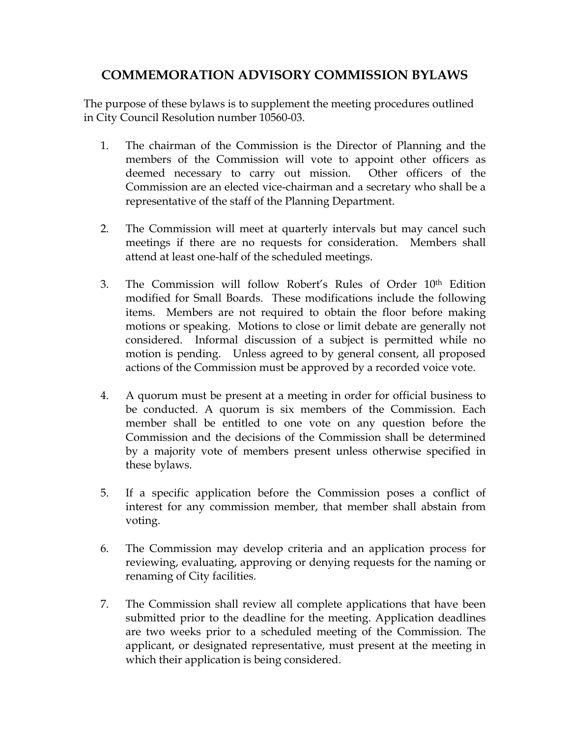# COMMEMORATION ADVISORY COMMISSION BYLAWS

The purpose of these bylaws is to supplement the meeting procedures outlined in City Council Resolution number 10560-03.

1. The chairman of the Commission is the Director of Planning and the members of the Commission will vote to appoint other officers as deemed necessary to carry out mission. Other officers of the Commission are an elected vice-chairman and a secretary who shall be a representative of the staff of the Planning Department.

2. The Commission will meet at quarterly intervals but may cancel such meetings if there are no requests for consideration. Members shall attend at least one-half of the scheduled meetings.

3. The Commission will follow Robert's Rules of Order 10th Edition modified for Small Boards. These modifications include the following items. Members are not required to obtain the floor before making motions or speaking. Motions to close or limit debate are generally not considered. Informal discussion of a subject is permitted while no motion is pending. Unless agreed to by general consent, all proposed actions of the Commission must be approved by a recorded voice vote.

4. A quorum must be present at a meeting in order for official business to be conducted. A quorum is six members of the Commission. Each member shall be entitled to one vote on any question before the Commission and the decisions of the Commission shall be determined by a majority vote of members present unless otherwise specified in these bylaws.

5. If a specific application before the Commission poses a conflict of interest for any commission member, that member shall abstain from voting.

6. The Commission may develop criteria and an application process for reviewing, evaluating, approving or denying requests for the naming or renaming of City facilities.

7. The Commission shall review all complete applications that have been submitted prior to the deadline for the meeting. Application deadlines are two weeks prior to a scheduled meeting of the Commission. The applicant, or designated representative, must present at the meeting in which their application is being considered.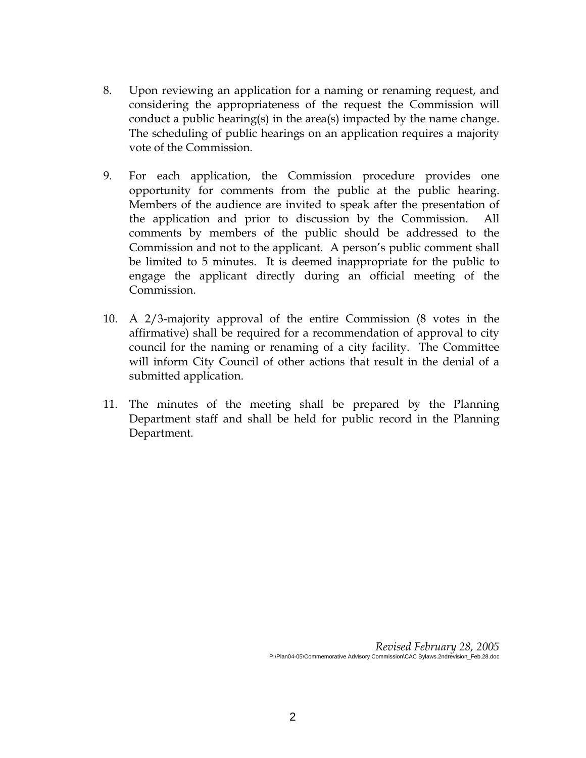8. Upon reviewing an application for a naming or renaming request, and considering the appropriateness of the request the Commission will conduct a public hearing(s) in the area(s) impacted by the name change. The scheduling of public hearings on an application requires a majority vote of the Commission.

9. For each application, the Commission procedure provides one opportunity for comments from the public at the public hearing. Members of the audience are invited to speak after the presentation of the application and prior to discussion by the Commission. All comments by members of the public should be addressed to the Commission and not to the applicant. A person's public comment shall be limited to 5 minutes. It is deemed inappropriate for the public to engage the applicant directly during an official meeting of the Commission.

10. A 2/3-majority approval of the entire Commission (8 votes in the affirmative) shall be required for a recommendation of approval to city council for the naming or renaming of a city facility. The Committee will inform City Council of other actions that result in the denial of a submitted application.

11. The minutes of the meeting shall be prepared by the Planning Department staff and shall be held for public record in the Planning Department.

*Revised February 28, 2005*

P:\Plan04-05\Commemorative Advisory Commission\CAC Bylaws.2ndrevision_Feb.28.doc